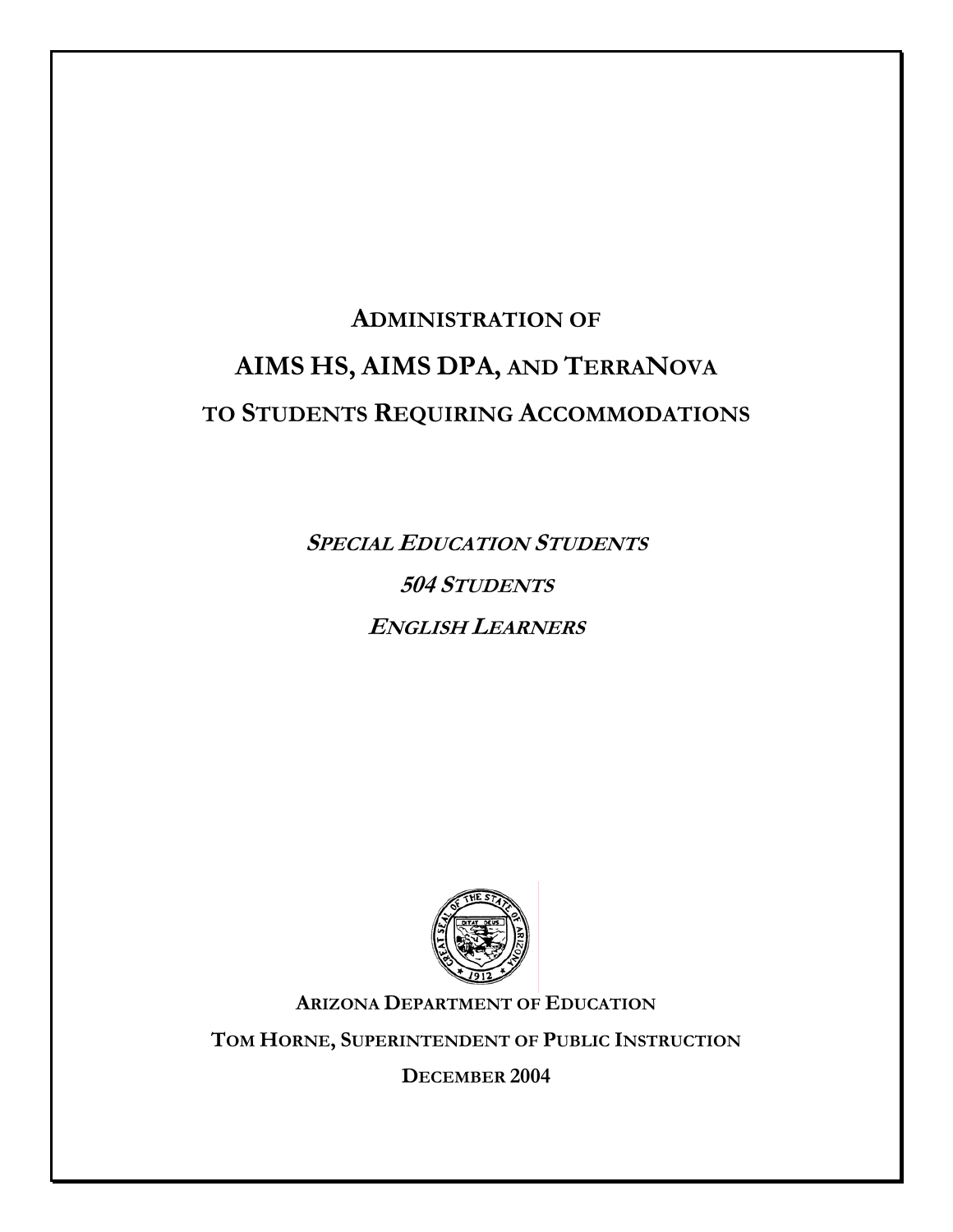# ADMINISTRATION OF

# AIMS HS, AIMS DPA, AND TERRANOVA

# TO STUDENTS REQUIRING ACCOMMODATIONS

***SPECIAL EDUCATION STUDENTS***

***504 STUDENTS***

***ENGLISH LEARNERS***

**ARIZONA DEPARTMENT OF EDUCATION**

**TOM HORNE, SUPERINTENDENT OF PUBLIC INSTRUCTION**

**DECEMBER 2004**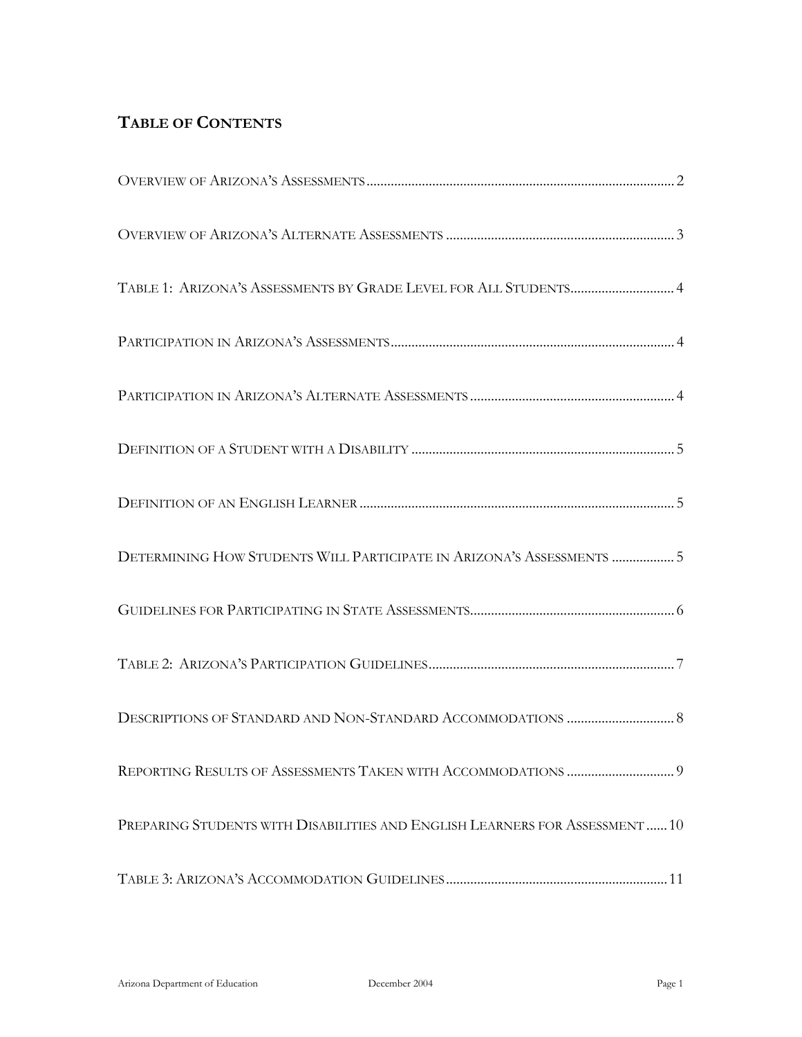## Table of Contents

Overview of Arizona's Assessments........................................................................................2

Overview of Arizona's Alternate Assessments ..................................................................3

Table 1: Arizona's Assessments by Grade Level for All Students..............................4

Participation in Arizona's Assessments..................................................................................4

Participation in Arizona's Alternate Assessments ...........................................................4

Definition of a Student with a Disability ...........................................................................5

Definition of an English Learner ...........................................................................................5

Determining How Students Will Participate in Arizona's Assessments ..................5

Guidelines for Participating in State Assessments............................................................6

Table 2: Arizona's Participation Guidelines.......................................................................7

Descriptions of Standard and Non-Standard Accommodations ...............................8

Reporting Results of Assessments Taken with Accommodations ...............................9

Preparing Students with Disabilities and English Learners for Assessment ......10

Table 3: Arizona's Accommodation Guidelines................................................................11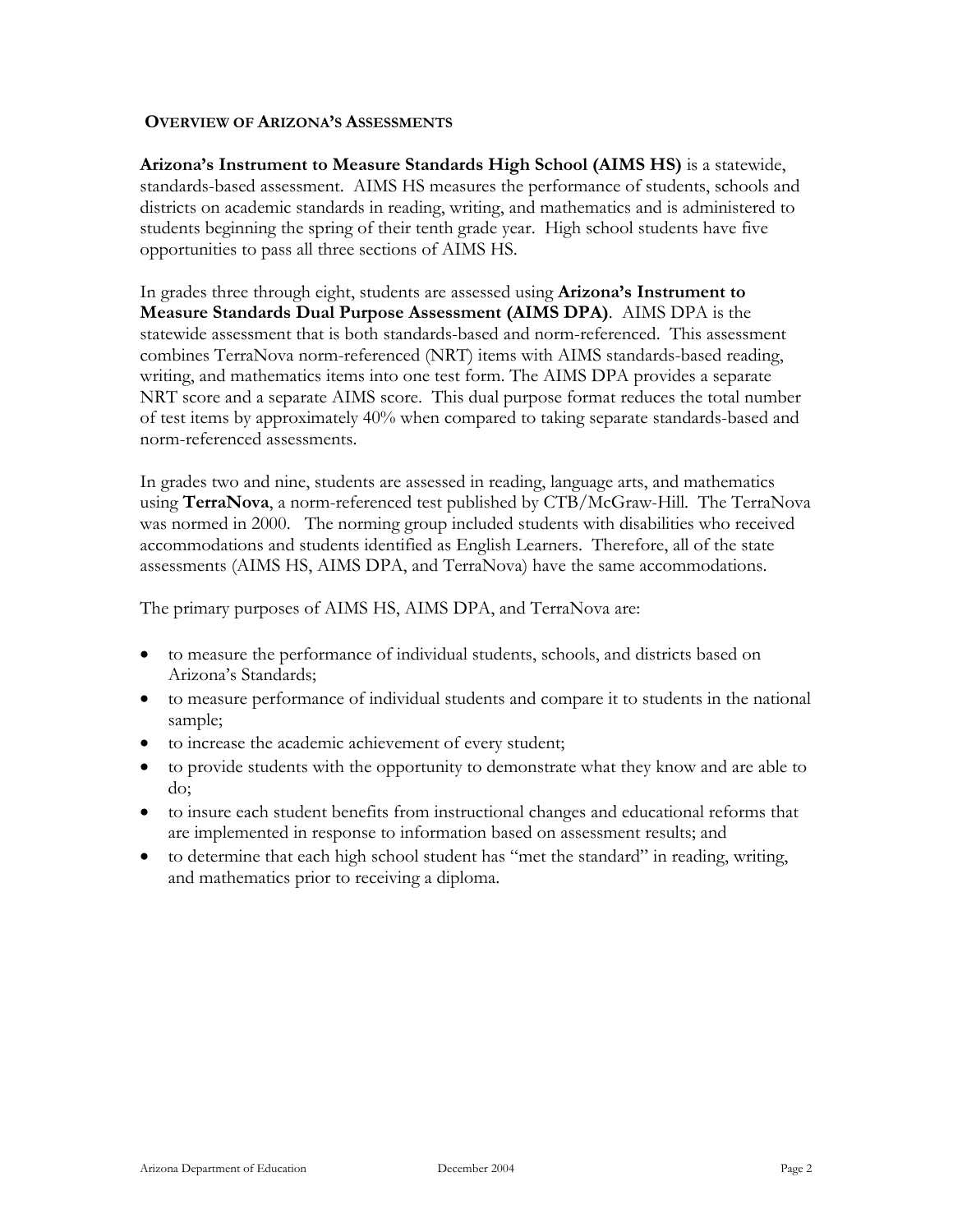## OVERVIEW OF ARIZONA'S ASSESSMENTS

**Arizona's Instrument to Measure Standards High School (AIMS HS)** is a statewide, standards-based assessment. AIMS HS measures the performance of students, schools and districts on academic standards in reading, writing, and mathematics and is administered to students beginning the spring of their tenth grade year. High school students have five opportunities to pass all three sections of AIMS HS.

In grades three through eight, students are assessed using **Arizona's Instrument to Measure Standards Dual Purpose Assessment (AIMS DPA)**. AIMS DPA is the statewide assessment that is both standards-based and norm-referenced. This assessment combines TerraNova norm-referenced (NRT) items with AIMS standards-based reading, writing, and mathematics items into one test form. The AIMS DPA provides a separate NRT score and a separate AIMS score. This dual purpose format reduces the total number of test items by approximately 40% when compared to taking separate standards-based and norm-referenced assessments.

In grades two and nine, students are assessed in reading, language arts, and mathematics using **TerraNova**, a norm-referenced test published by CTB/McGraw-Hill. The TerraNova was normed in 2000. The norming group included students with disabilities who received accommodations and students identified as English Learners. Therefore, all of the state assessments (AIMS HS, AIMS DPA, and TerraNova) have the same accommodations.

The primary purposes of AIMS HS, AIMS DPA, and TerraNova are:

- to measure the performance of individual students, schools, and districts based on Arizona's Standards;
- to measure performance of individual students and compare it to students in the national sample;
- to increase the academic achievement of every student;
- to provide students with the opportunity to demonstrate what they know and are able to do;
- to insure each student benefits from instructional changes and educational reforms that are implemented in response to information based on assessment results; and
- to determine that each high school student has "met the standard" in reading, writing, and mathematics prior to receiving a diploma.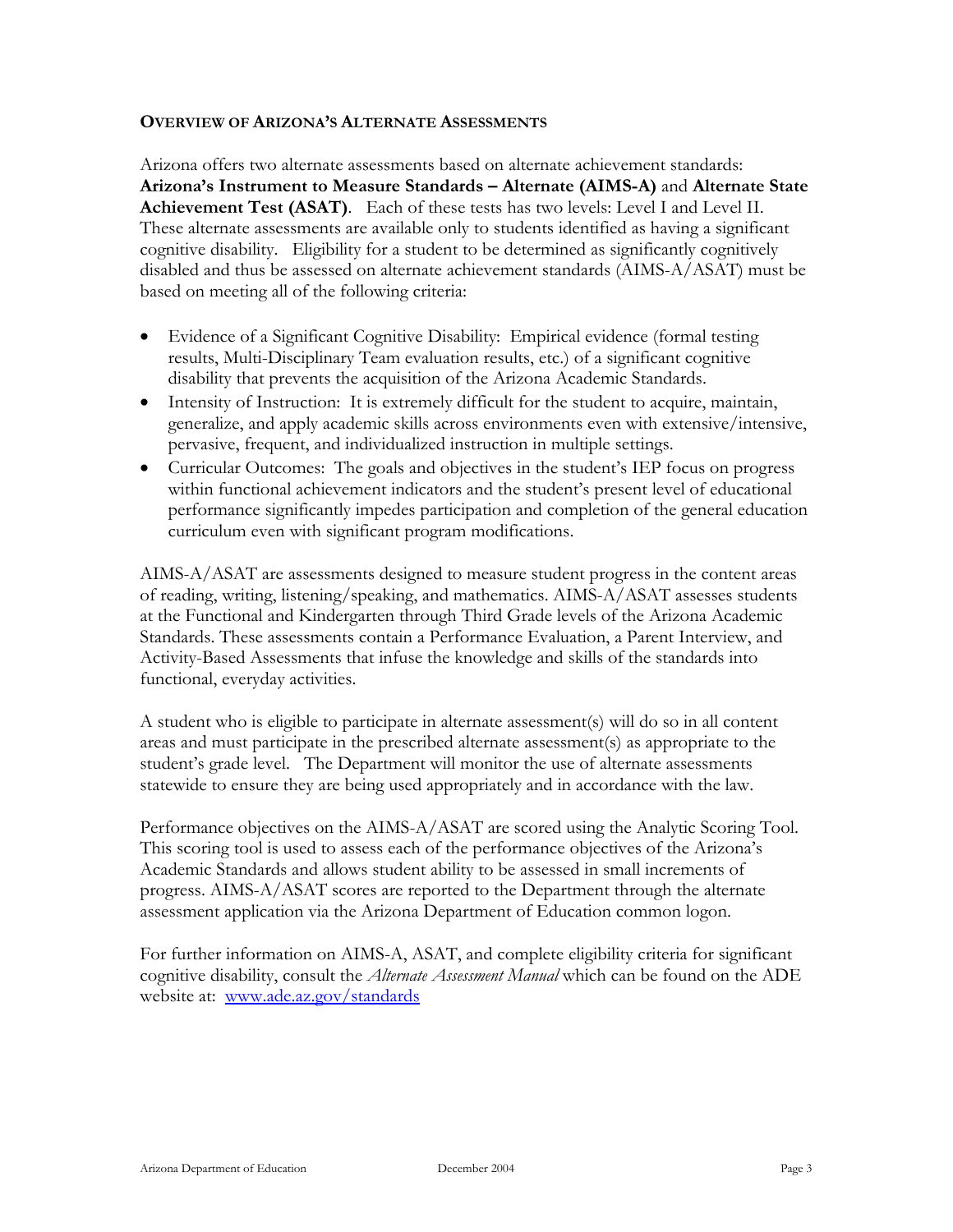## Overview of Arizona's Alternate Assessments

Arizona offers two alternate assessments based on alternate achievement standards: **Arizona's Instrument to Measure Standards – Alternate (AIMS-A)** and **Alternate State Achievement Test (ASAT)**. Each of these tests has two levels: Level I and Level II. These alternate assessments are available only to students identified as having a significant cognitive disability. Eligibility for a student to be determined as significantly cognitively disabled and thus be assessed on alternate achievement standards (AIMS-A/ASAT) must be based on meeting all of the following criteria:

- Evidence of a Significant Cognitive Disability: Empirical evidence (formal testing results, Multi-Disciplinary Team evaluation results, etc.) of a significant cognitive disability that prevents the acquisition of the Arizona Academic Standards.
- Intensity of Instruction: It is extremely difficult for the student to acquire, maintain, generalize, and apply academic skills across environments even with extensive/intensive, pervasive, frequent, and individualized instruction in multiple settings.
- Curricular Outcomes: The goals and objectives in the student's IEP focus on progress within functional achievement indicators and the student's present level of educational performance significantly impedes participation and completion of the general education curriculum even with significant program modifications.

AIMS-A/ASAT are assessments designed to measure student progress in the content areas of reading, writing, listening/speaking, and mathematics. AIMS-A/ASAT assesses students at the Functional and Kindergarten through Third Grade levels of the Arizona Academic Standards. These assessments contain a Performance Evaluation, a Parent Interview, and Activity-Based Assessments that infuse the knowledge and skills of the standards into functional, everyday activities.

A student who is eligible to participate in alternate assessment(s) will do so in all content areas and must participate in the prescribed alternate assessment(s) as appropriate to the student's grade level. The Department will monitor the use of alternate assessments statewide to ensure they are being used appropriately and in accordance with the law.

Performance objectives on the AIMS-A/ASAT are scored using the Analytic Scoring Tool. This scoring tool is used to assess each of the performance objectives of the Arizona's Academic Standards and allows student ability to be assessed in small increments of progress. AIMS-A/ASAT scores are reported to the Department through the alternate assessment application via the Arizona Department of Education common logon.

For further information on AIMS-A, ASAT, and complete eligibility criteria for significant cognitive disability, consult the *Alternate Assessment Manual* which can be found on the ADE website at: [www.ade.az.gov/standards](http://www.ade.az.gov/standards)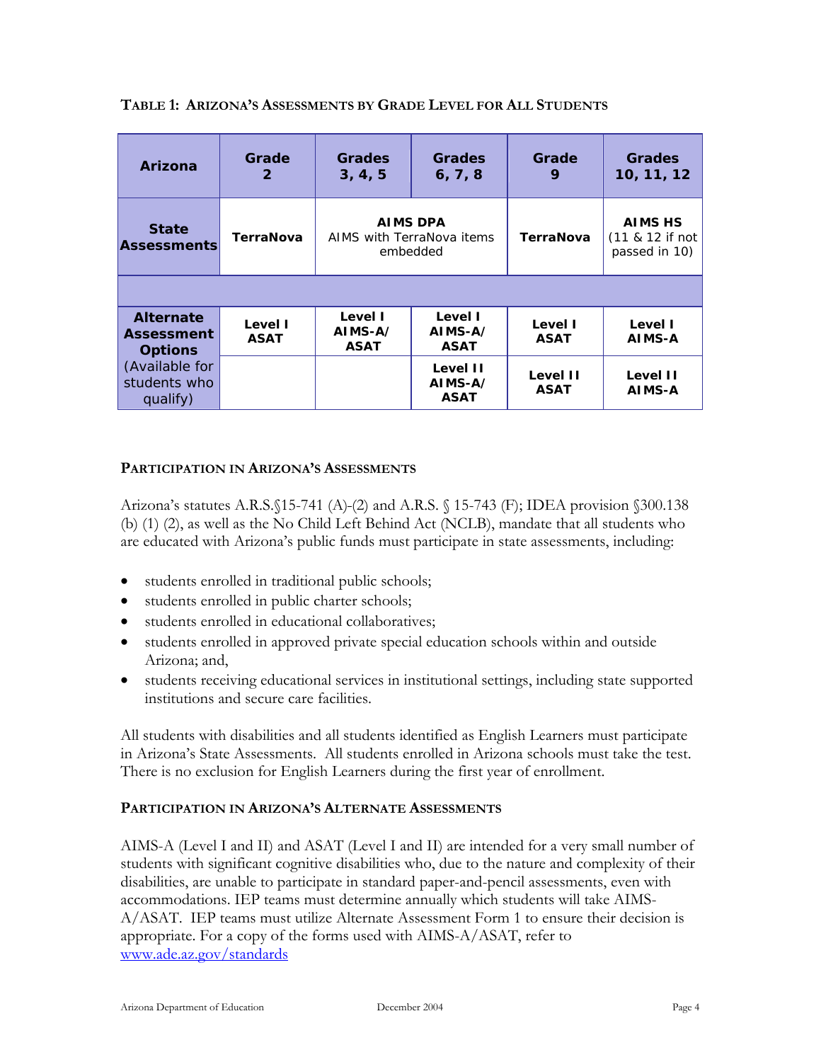**TABLE 1: ARIZONA'S ASSESSMENTS BY GRADE LEVEL FOR ALL STUDENTS**

| Arizona | Grade 2 | Grades 3, 4, 5 | Grades 6, 7, 8 | Grade 9 | Grades 10, 11, 12 |
|---|---|---|---|---|---|
| **State Assessments** | **TerraNova** | **AIMS DPA** AIMS with TerraNova items embedded | | **TerraNova** | **AIMS HS** (11 & 12 if not passed in 10) |
| | | | | | |
| **Alternate Assessment Options** (Available for students who qualify) | **Level I ASAT** | **Level I AIMS-A/ ASAT** | **Level I AIMS-A/ ASAT** | **Level I ASAT** | **Level I AIMS-A** |
| | | | **Level II AIMS-A/ ASAT** | **Level II ASAT** | **Level II AIMS-A** |

### PARTICIPATION IN ARIZONA'S ASSESSMENTS

Arizona's statutes A.R.S.§15-741 (A)-(2) and A.R.S. § 15-743 (F); IDEA provision §300.138 (b) (1) (2), as well as the No Child Left Behind Act (NCLB), mandate that all students who are educated with Arizona's public funds must participate in state assessments, including:

- students enrolled in traditional public schools;
- students enrolled in public charter schools;
- students enrolled in educational collaboratives;
- students enrolled in approved private special education schools within and outside Arizona; and,
- students receiving educational services in institutional settings, including state supported institutions and secure care facilities.

All students with disabilities and all students identified as English Learners must participate in Arizona's State Assessments. All students enrolled in Arizona schools must take the test. There is no exclusion for English Learners during the first year of enrollment.

### PARTICIPATION IN ARIZONA'S ALTERNATE ASSESSMENTS

AIMS-A (Level I and II) and ASAT (Level I and II) are intended for a very small number of students with significant cognitive disabilities who, due to the nature and complexity of their disabilities, are unable to participate in standard paper-and-pencil assessments, even with accommodations. IEP teams must determine annually which students will take AIMS-A/ASAT. IEP teams must utilize Alternate Assessment Form 1 to ensure their decision is appropriate. For a copy of the forms used with AIMS-A/ASAT, refer to www.ade.az.gov/standards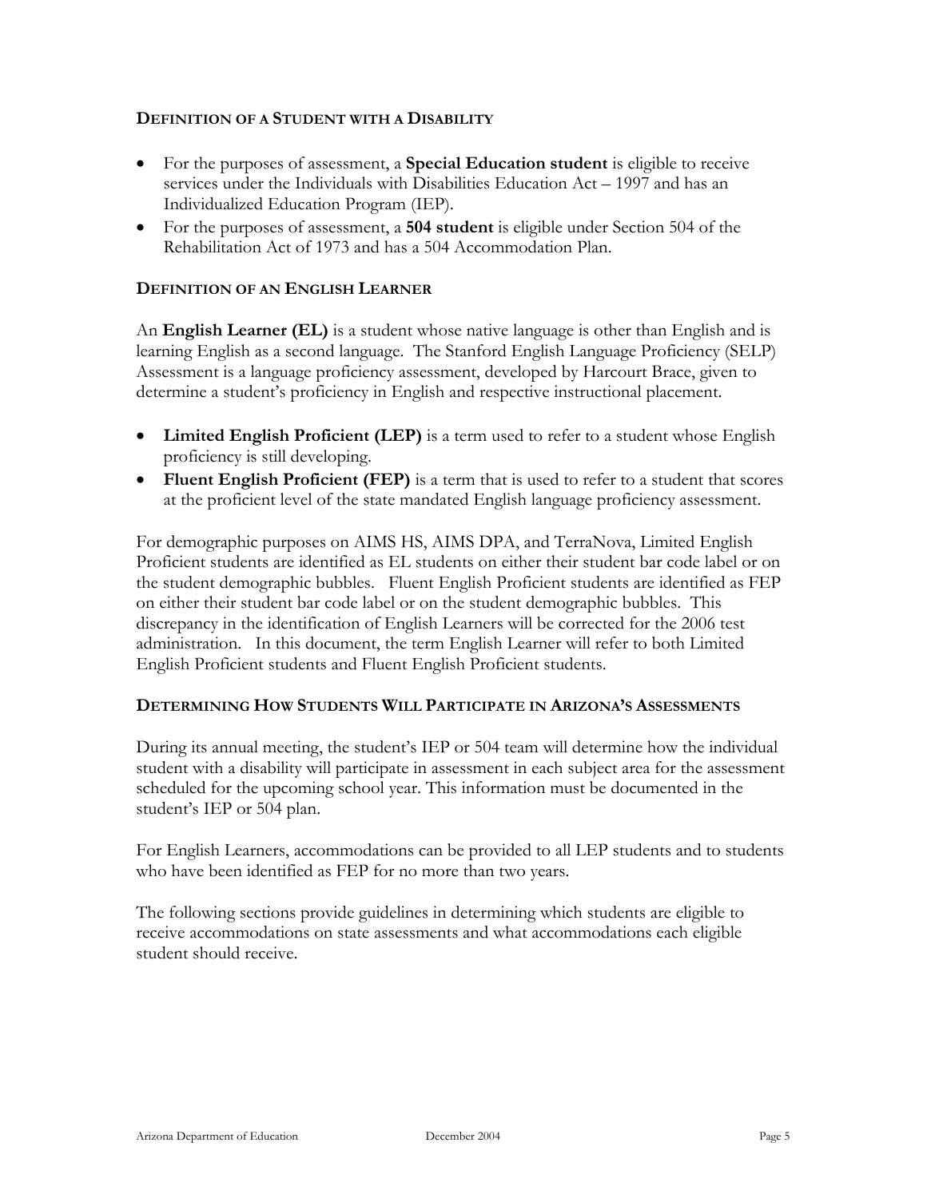## DEFINITION OF A STUDENT WITH A DISABILITY

- For the purposes of assessment, a **Special Education student** is eligible to receive services under the Individuals with Disabilities Education Act – 1997 and has an Individualized Education Program (IEP).
- For the purposes of assessment, a **504 student** is eligible under Section 504 of the Rehabilitation Act of 1973 and has a 504 Accommodation Plan.

## DEFINITION OF AN ENGLISH LEARNER

An **English Learner (EL)** is a student whose native language is other than English and is learning English as a second language. The Stanford English Language Proficiency (SELP) Assessment is a language proficiency assessment, developed by Harcourt Brace, given to determine a student's proficiency in English and respective instructional placement.

- **Limited English Proficient (LEP)** is a term used to refer to a student whose English proficiency is still developing.
- **Fluent English Proficient (FEP)** is a term that is used to refer to a student that scores at the proficient level of the state mandated English language proficiency assessment.

For demographic purposes on AIMS HS, AIMS DPA, and TerraNova, Limited English Proficient students are identified as EL students on either their student bar code label or on the student demographic bubbles. Fluent English Proficient students are identified as FEP on either their student bar code label or on the student demographic bubbles. This discrepancy in the identification of English Learners will be corrected for the 2006 test administration. In this document, the term English Learner will refer to both Limited English Proficient students and Fluent English Proficient students.

## DETERMINING HOW STUDENTS WILL PARTICIPATE IN ARIZONA'S ASSESSMENTS

During its annual meeting, the student's IEP or 504 team will determine how the individual student with a disability will participate in assessment in each subject area for the assessment scheduled for the upcoming school year. This information must be documented in the student's IEP or 504 plan.

For English Learners, accommodations can be provided to all LEP students and to students who have been identified as FEP for no more than two years.

The following sections provide guidelines in determining which students are eligible to receive accommodations on state assessments and what accommodations each eligible student should receive.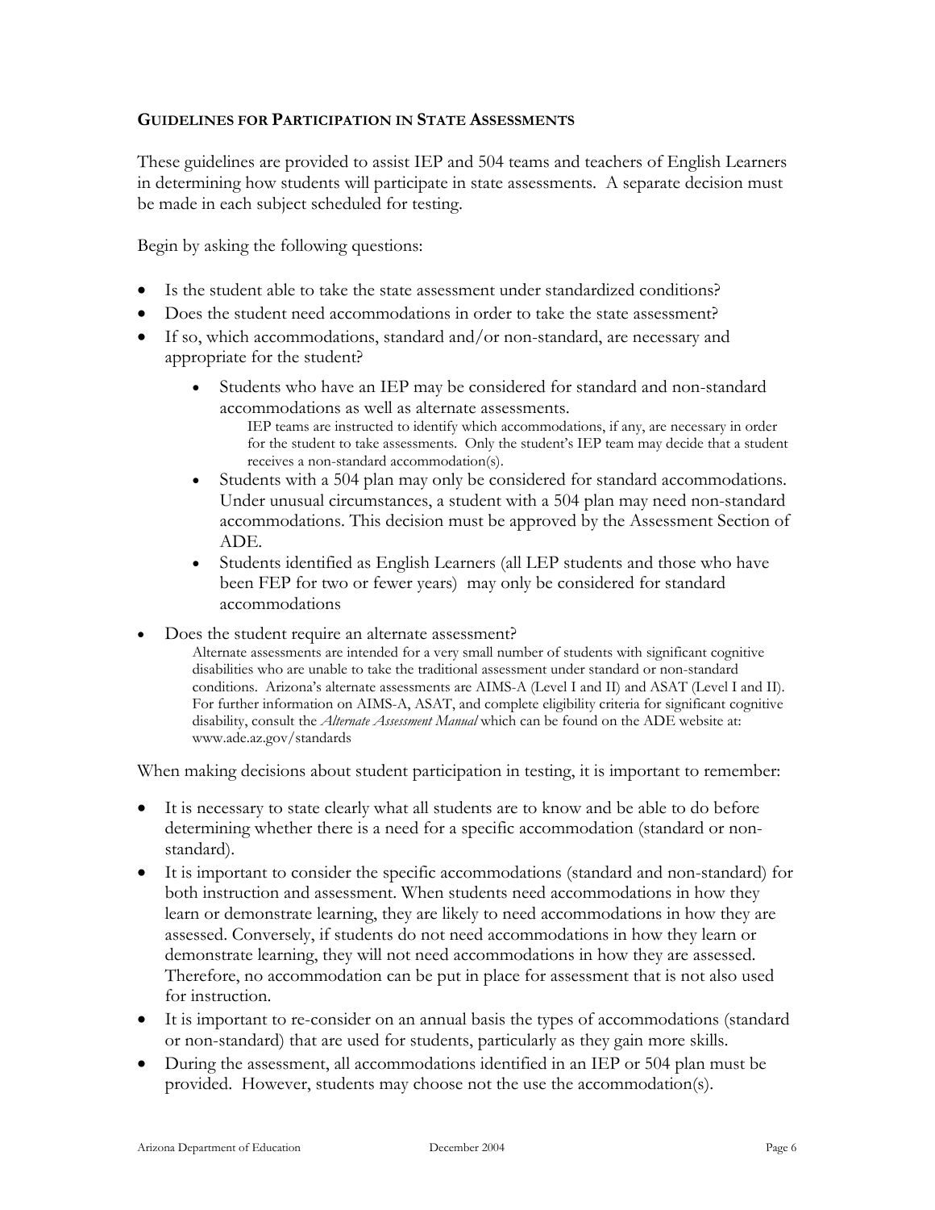## GUIDELINES FOR PARTICIPATION IN STATE ASSESSMENTS

These guidelines are provided to assist IEP and 504 teams and teachers of English Learners in determining how students will participate in state assessments. A separate decision must be made in each subject scheduled for testing.

Begin by asking the following questions:

- Is the student able to take the state assessment under standardized conditions?
- Does the student need accommodations in order to take the state assessment?
- If so, which accommodations, standard and/or non-standard, are necessary and appropriate for the student?
  - Students who have an IEP may be considered for standard and non-standard accommodations as well as alternate assessments.
    IEP teams are instructed to identify which accommodations, if any, are necessary in order for the student to take assessments. Only the student's IEP team may decide that a student receives a non-standard accommodation(s).
  - Students with a 504 plan may only be considered for standard accommodations. Under unusual circumstances, a student with a 504 plan may need non-standard accommodations. This decision must be approved by the Assessment Section of ADE.
  - Students identified as English Learners (all LEP students and those who have been FEP for two or fewer years) may only be considered for standard accommodations
- Does the student require an alternate assessment?
  Alternate assessments are intended for a very small number of students with significant cognitive disabilities who are unable to take the traditional assessment under standard or non-standard conditions. Arizona's alternate assessments are AIMS-A (Level I and II) and ASAT (Level I and II). For further information on AIMS-A, ASAT, and complete eligibility criteria for significant cognitive disability, consult the *Alternate Assessment Manual* which can be found on the ADE website at: www.ade.az.gov/standards

When making decisions about student participation in testing, it is important to remember:

- It is necessary to state clearly what all students are to know and be able to do before determining whether there is a need for a specific accommodation (standard or non-standard).
- It is important to consider the specific accommodations (standard and non-standard) for both instruction and assessment. When students need accommodations in how they learn or demonstrate learning, they are likely to need accommodations in how they are assessed. Conversely, if students do not need accommodations in how they learn or demonstrate learning, they will not need accommodations in how they are assessed. Therefore, no accommodation can be put in place for assessment that is not also used for instruction.
- It is important to re-consider on an annual basis the types of accommodations (standard or non-standard) that are used for students, particularly as they gain more skills.
- During the assessment, all accommodations identified in an IEP or 504 plan must be provided. However, students may choose not the use the accommodation(s).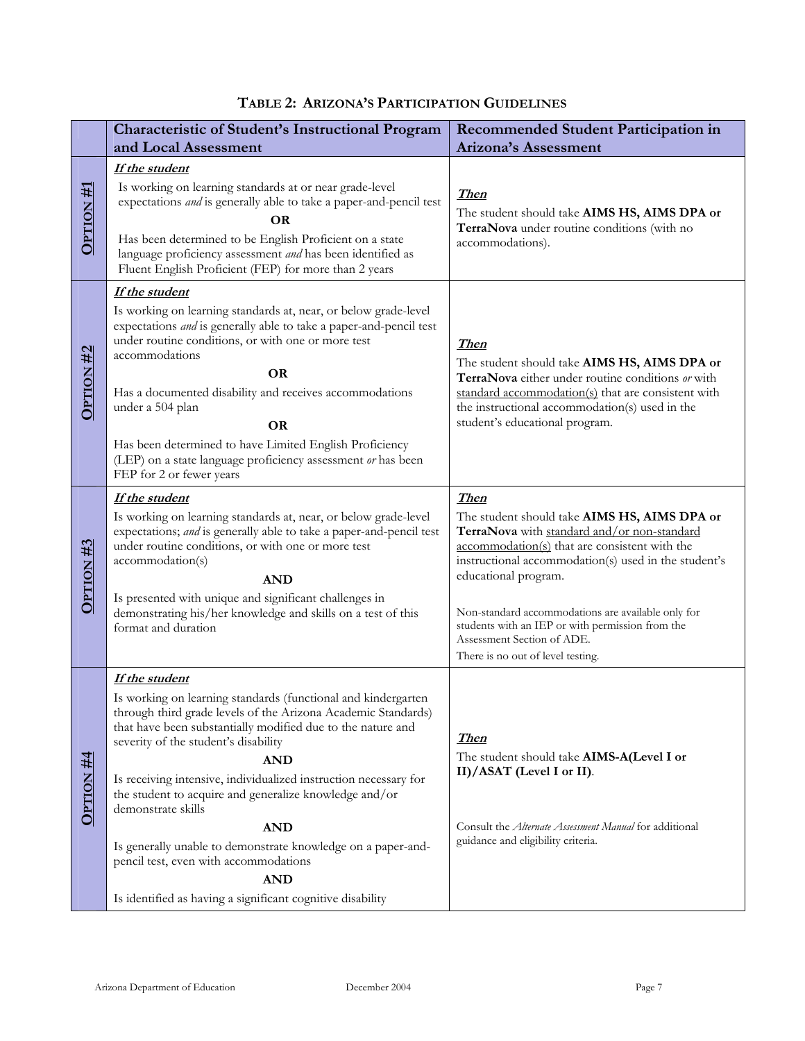### TABLE 2: ARIZONA'S PARTICIPATION GUIDELINES

| | Characteristic of Student's Instructional Program and Local Assessment | Recommended Student Participation in Arizona's Assessment |
|---|---|---|
| **OPTION #1** | ***If the student*** <br> Is working on learning standards at or near grade-level expectations *and* is generally able to take a paper-and-pencil test <br> **OR** <br> Has been determined to be English Proficient on a state language proficiency assessment *and* has been identified as Fluent English Proficient (FEP) for more than 2 years | ***Then*** <br> The student should take **AIMS HS, AIMS DPA or TerraNova** under routine conditions (with no accommodations). |
| **OPTION #2** | ***If the student*** <br> Is working on learning standards at, near, or below grade-level expectations *and* is generally able to take a paper-and-pencil test under routine conditions, or with one or more test accommodations <br> **OR** <br> Has a documented disability and receives accommodations under a 504 plan <br> **OR** <br> Has been determined to have Limited English Proficiency (LEP) on a state language proficiency assessment *or* has been FEP for 2 or fewer years | ***Then*** <br> The student should take **AIMS HS, AIMS DPA or TerraNova** either under routine conditions *or* with standard accommodation(s) that are consistent with the instructional accommodation(s) used in the student's educational program. |
| **OPTION #3** | ***If the student*** <br> Is working on learning standards at, near, or below grade-level expectations; *and* is generally able to take a paper-and-pencil test under routine conditions, or with one or more test accommodation(s) <br> **AND** <br> Is presented with unique and significant challenges in demonstrating his/her knowledge and skills on a test of this format and duration | ***Then*** <br> The student should take **AIMS HS, AIMS DPA or TerraNova** with standard and/or non-standard accommodation(s) that are consistent with the instructional accommodation(s) used in the student's educational program. <br><br> Non-standard accommodations are available only for students with an IEP or with permission from the Assessment Section of ADE. <br> There is no out of level testing. |
| **OPTION #4** | ***If the student*** <br> Is working on learning standards (functional and kindergarten through third grade levels of the Arizona Academic Standards) that have been substantially modified due to the nature and severity of the student's disability <br> **AND** <br> Is receiving intensive, individualized instruction necessary for the student to acquire and generalize knowledge and/or demonstrate skills <br> **AND** <br> Is generally unable to demonstrate knowledge on a paper-and-pencil test, even with accommodations <br> **AND** <br> Is identified as having a significant cognitive disability | ***Then*** <br> The student should take **AIMS-A(Level I or II)/ASAT (Level I or II)**. <br><br> Consult the *Alternate Assessment Manual* for additional guidance and eligibility criteria. |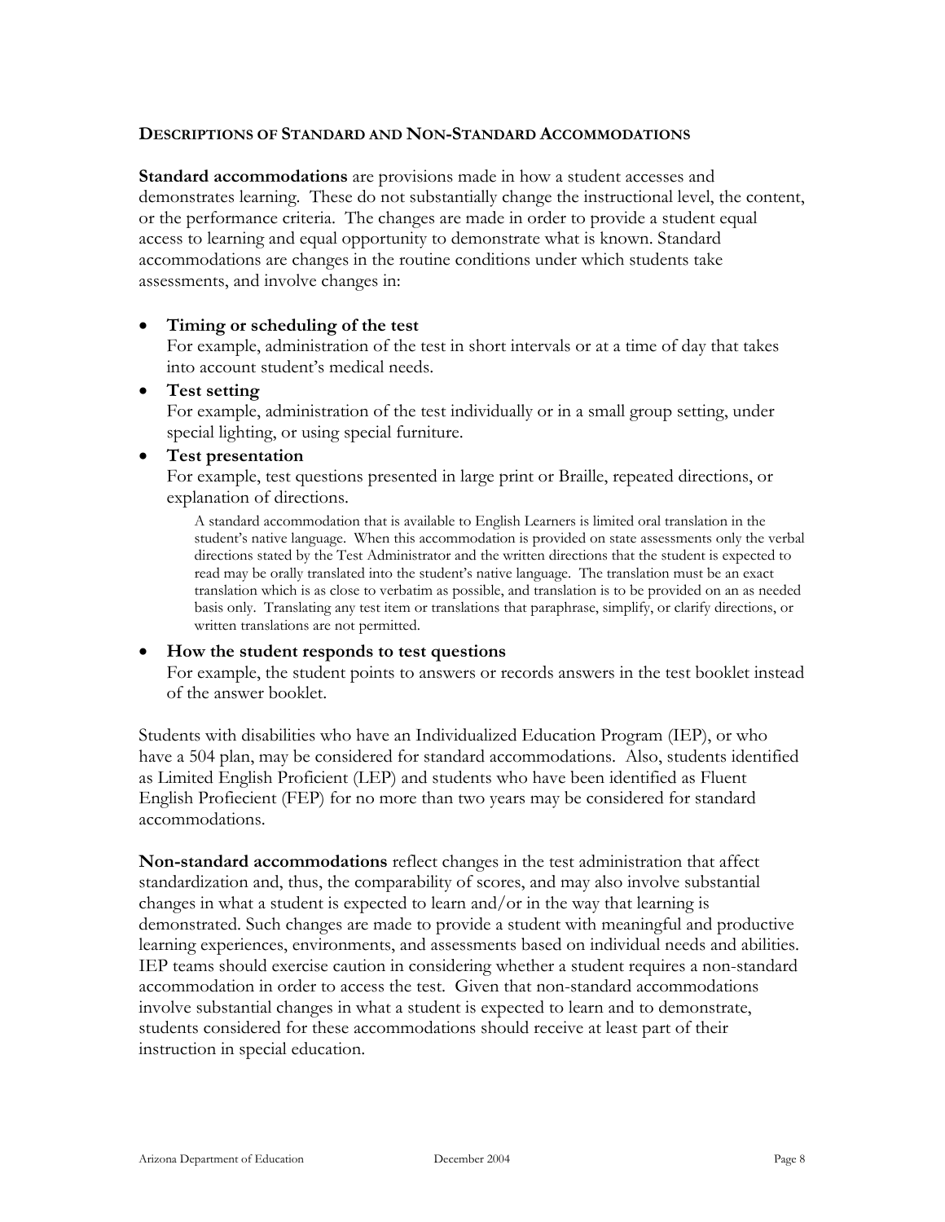## Descriptions of Standard and Non-Standard Accommodations

**Standard accommodations** are provisions made in how a student accesses and demonstrates learning. These do not substantially change the instructional level, the content, or the performance criteria. The changes are made in order to provide a student equal access to learning and equal opportunity to demonstrate what is known. Standard accommodations are changes in the routine conditions under which students take assessments, and involve changes in:

- **Timing or scheduling of the test**
  For example, administration of the test in short intervals or at a time of day that takes into account student's medical needs.
- **Test setting**
  For example, administration of the test individually or in a small group setting, under special lighting, or using special furniture.
- **Test presentation**
  For example, test questions presented in large print or Braille, repeated directions, or explanation of directions.

  A standard accommodation that is available to English Learners is limited oral translation in the student's native language. When this accommodation is provided on state assessments only the verbal directions stated by the Test Administrator and the written directions that the student is expected to read may be orally translated into the student's native language. The translation must be an exact translation which is as close to verbatim as possible, and translation is to be provided on an as needed basis only. Translating any test item or translations that paraphrase, simplify, or clarify directions, or written translations are not permitted.

- **How the student responds to test questions**
  For example, the student points to answers or records answers in the test booklet instead of the answer booklet.

Students with disabilities who have an Individualized Education Program (IEP), or who have a 504 plan, may be considered for standard accommodations. Also, students identified as Limited English Proficient (LEP) and students who have been identified as Fluent English Profiecient (FEP) for no more than two years may be considered for standard accommodations.

**Non-standard accommodations** reflect changes in the test administration that affect standardization and, thus, the comparability of scores, and may also involve substantial changes in what a student is expected to learn and/or in the way that learning is demonstrated. Such changes are made to provide a student with meaningful and productive learning experiences, environments, and assessments based on individual needs and abilities. IEP teams should exercise caution in considering whether a student requires a non-standard accommodation in order to access the test. Given that non-standard accommodations involve substantial changes in what a student is expected to learn and to demonstrate, students considered for these accommodations should receive at least part of their instruction in special education.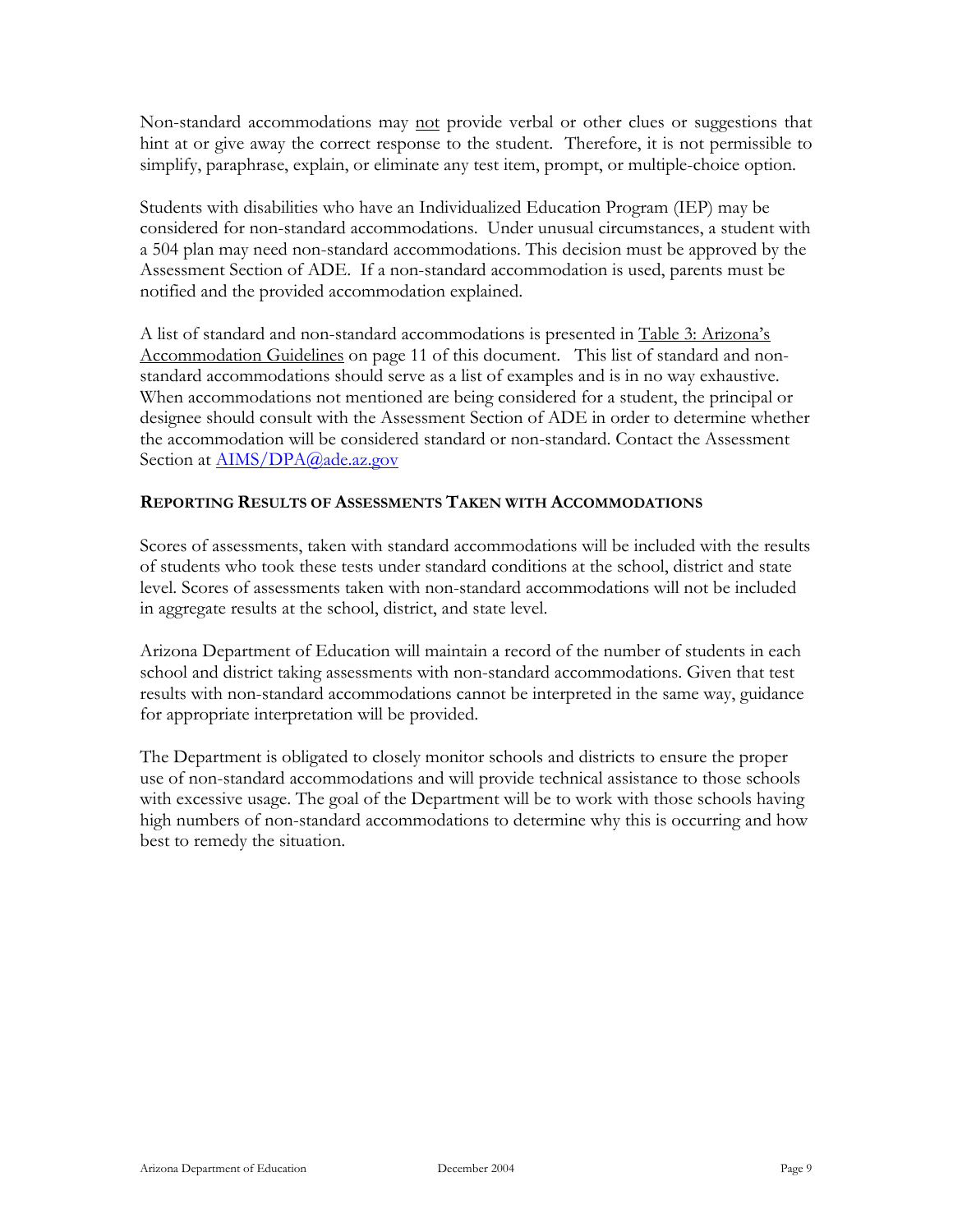Non-standard accommodations may not provide verbal or other clues or suggestions that hint at or give away the correct response to the student. Therefore, it is not permissible to simplify, paraphrase, explain, or eliminate any test item, prompt, or multiple-choice option.

Students with disabilities who have an Individualized Education Program (IEP) may be considered for non-standard accommodations. Under unusual circumstances, a student with a 504 plan may need non-standard accommodations. This decision must be approved by the Assessment Section of ADE. If a non-standard accommodation is used, parents must be notified and the provided accommodation explained.

A list of standard and non-standard accommodations is presented in Table 3: Arizona's Accommodation Guidelines on page 11 of this document. This list of standard and non-standard accommodations should serve as a list of examples and is in no way exhaustive. When accommodations not mentioned are being considered for a student, the principal or designee should consult with the Assessment Section of ADE in order to determine whether the accommodation will be considered standard or non-standard. Contact the Assessment Section at AIMS/DPA@ade.az.gov

### REPORTING RESULTS OF ASSESSMENTS TAKEN WITH ACCOMMODATIONS

Scores of assessments, taken with standard accommodations will be included with the results of students who took these tests under standard conditions at the school, district and state level. Scores of assessments taken with non-standard accommodations will not be included in aggregate results at the school, district, and state level.

Arizona Department of Education will maintain a record of the number of students in each school and district taking assessments with non-standard accommodations. Given that test results with non-standard accommodations cannot be interpreted in the same way, guidance for appropriate interpretation will be provided.

The Department is obligated to closely monitor schools and districts to ensure the proper use of non-standard accommodations and will provide technical assistance to those schools with excessive usage. The goal of the Department will be to work with those schools having high numbers of non-standard accommodations to determine why this is occurring and how best to remedy the situation.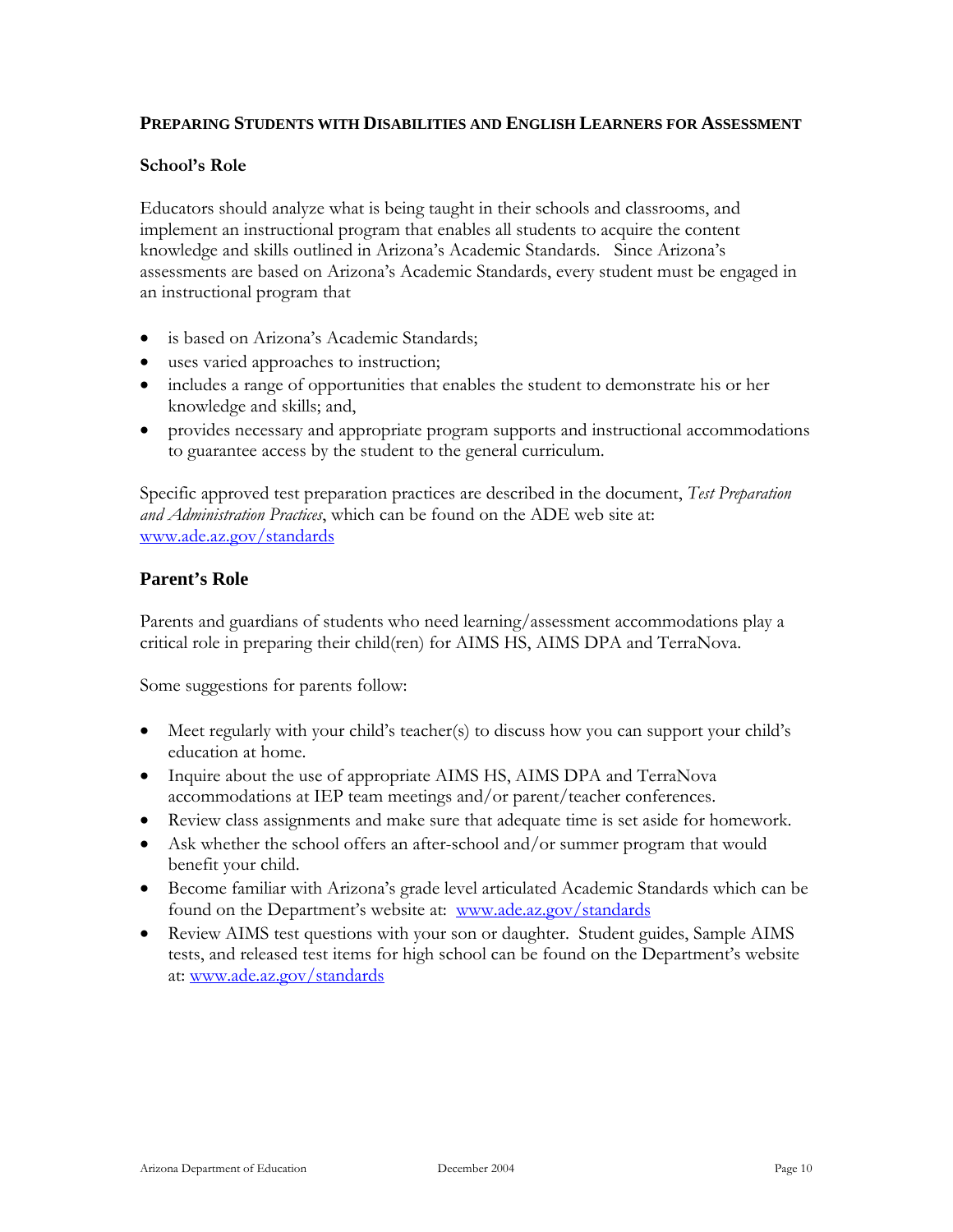## PREPARING STUDENTS WITH DISABILITIES AND ENGLISH LEARNERS FOR ASSESSMENT

### School's Role

Educators should analyze what is being taught in their schools and classrooms, and implement an instructional program that enables all students to acquire the content knowledge and skills outlined in Arizona's Academic Standards. Since Arizona's assessments are based on Arizona's Academic Standards, every student must be engaged in an instructional program that

- is based on Arizona's Academic Standards;
- uses varied approaches to instruction;
- includes a range of opportunities that enables the student to demonstrate his or her knowledge and skills; and,
- provides necessary and appropriate program supports and instructional accommodations to guarantee access by the student to the general curriculum.

Specific approved test preparation practices are described in the document, *Test Preparation and Administration Practices*, which can be found on the ADE web site at: www.ade.az.gov/standards

### Parent's Role

Parents and guardians of students who need learning/assessment accommodations play a critical role in preparing their child(ren) for AIMS HS, AIMS DPA and TerraNova.

Some suggestions for parents follow:

- Meet regularly with your child's teacher(s) to discuss how you can support your child's education at home.
- Inquire about the use of appropriate AIMS HS, AIMS DPA and TerraNova accommodations at IEP team meetings and/or parent/teacher conferences.
- Review class assignments and make sure that adequate time is set aside for homework.
- Ask whether the school offers an after-school and/or summer program that would benefit your child.
- Become familiar with Arizona's grade level articulated Academic Standards which can be found on the Department's website at: www.ade.az.gov/standards
- Review AIMS test questions with your son or daughter. Student guides, Sample AIMS tests, and released test items for high school can be found on the Department's website at: www.ade.az.gov/standards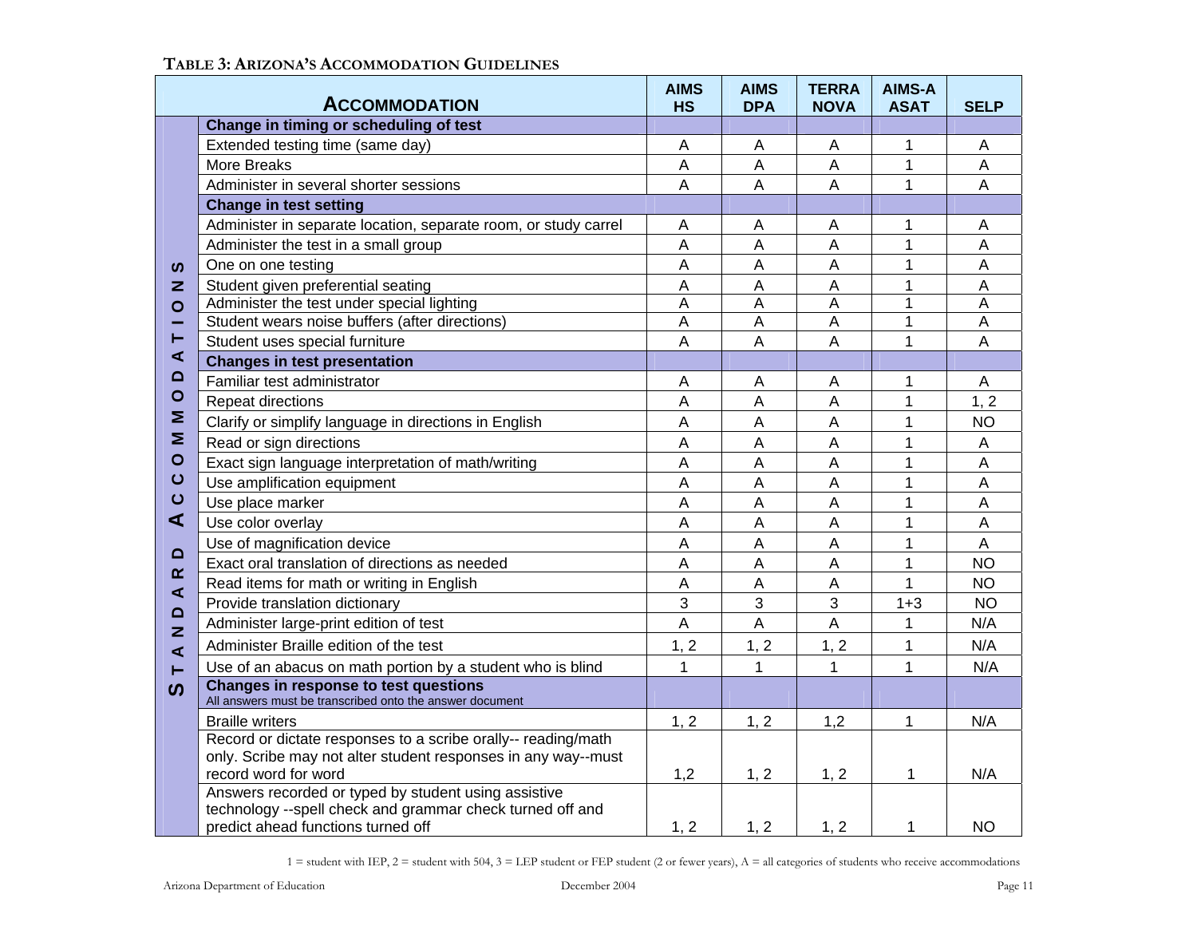**TABLE 3: ARIZONA'S ACCOMMODATION GUIDELINES**

| | ACCOMMODATION | AIMS HS | AIMS DPA | TERRA NOVA | AIMS-A ASAT | SELP |
|---|---|---|---|---|---|---|
| STANDARD ACCOMMODATIONS | **Change in timing or scheduling of test** | | | | | |
| | Extended testing time (same day) | A | A | A | 1 | A |
| | More Breaks | A | A | A | 1 | A |
| | Administer in several shorter sessions | A | A | A | 1 | A |
| | **Change in test setting** | | | | | |
| | Administer in separate location, separate room, or study carrel | A | A | A | 1 | A |
| | Administer the test in a small group | A | A | A | 1 | A |
| | One on one testing | A | A | A | 1 | A |
| | Student given preferential seating | A | A | A | 1 | A |
| | Administer the test under special lighting | A | A | A | 1 | A |
| | Student wears noise buffers (after directions) | A | A | A | 1 | A |
| | Student uses special furniture | A | A | A | 1 | A |
| | **Changes in test presentation** | | | | | |
| | Familiar test administrator | A | A | A | 1 | A |
| | Repeat directions | A | A | A | 1 | 1, 2 |
| | Clarify or simplify language in directions in English | A | A | A | 1 | NO |
| | Read or sign directions | A | A | A | 1 | A |
| | Exact sign language interpretation of math/writing | A | A | A | 1 | A |
| | Use amplification equipment | A | A | A | 1 | A |
| | Use place marker | A | A | A | 1 | A |
| | Use color overlay | A | A | A | 1 | A |
| | Use of magnification device | A | A | A | 1 | A |
| | Exact oral translation of directions as needed | A | A | A | 1 | NO |
| | Read items for math or writing in English | A | A | A | 1 | NO |
| | Provide translation dictionary | 3 | 3 | 3 | 1+3 | NO |
| | Administer large-print edition of test | A | A | A | 1 | N/A |
| | Administer Braille edition of the test | 1, 2 | 1, 2 | 1, 2 | 1 | N/A |
| | Use of an abacus on math portion by a student who is blind | 1 | 1 | 1 | 1 | N/A |
| | **Changes in response to test questions** All answers must be transcribed onto the answer document | | | | | |
| | Braille writers | 1, 2 | 1, 2 | 1,2 | 1 | N/A |
| | Record or dictate responses to a scribe orally-- reading/math only. Scribe may not alter student responses in any way--must record word for word | 1,2 | 1, 2 | 1, 2 | 1 | N/A |
| | Answers recorded or typed by student using assistive technology --spell check and grammar check turned off and predict ahead functions turned off | 1, 2 | 1, 2 | 1, 2 | 1 | NO |

1 = student with IEP, 2 = student with 504, 3 = LEP student or FEP student (2 or fewer years), A = all categories of students who receive accommodations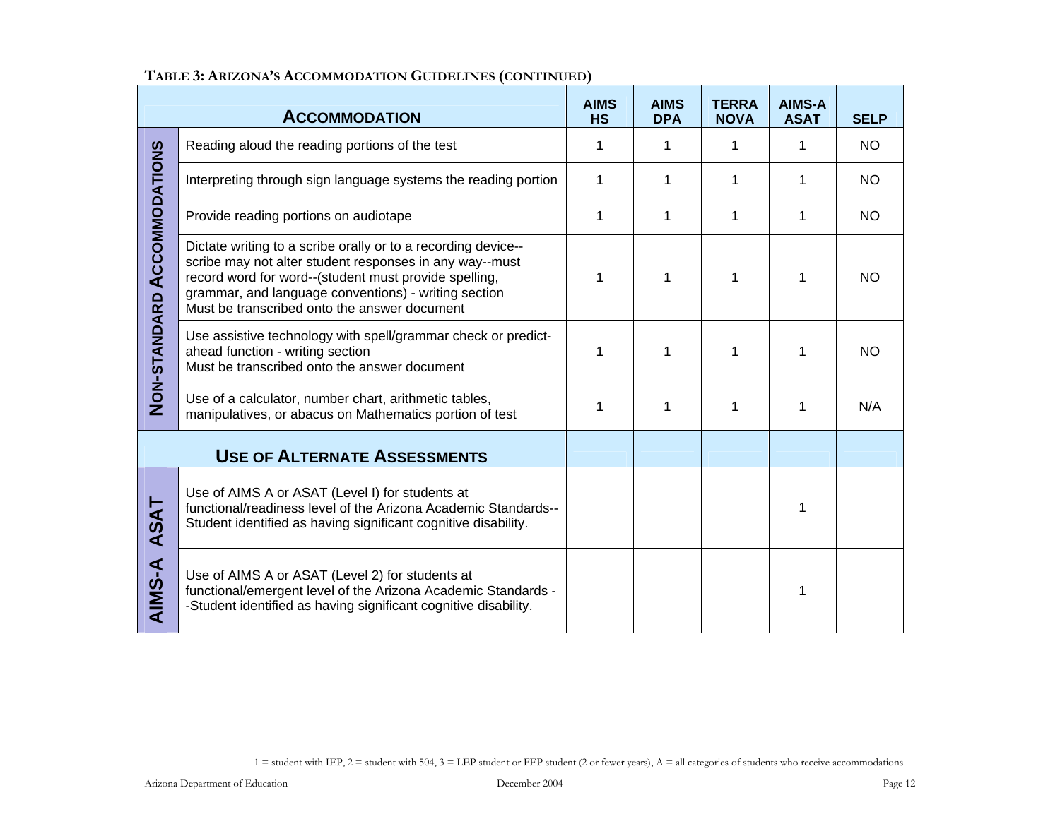**TABLE 3: ARIZONA'S ACCOMMODATION GUIDELINES (CONTINUED)**

| | ACCOMMODATION | AIMS HS | AIMS DPA | TERRA NOVA | AIMS-A ASAT | SELP |
|---|---|---|---|---|---|---|
| NON-STANDARD ACCOMMODATIONS | Reading aloud the reading portions of the test | 1 | 1 | 1 | 1 | NO |
| | Interpreting through sign language systems the reading portion | 1 | 1 | 1 | 1 | NO |
| | Provide reading portions on audiotape | 1 | 1 | 1 | 1 | NO |
| | Dictate writing to a scribe orally or to a recording device-- scribe may not alter student responses in any way--must record word for word--(student must provide spelling, grammar, and language conventions) - writing section Must be transcribed onto the answer document | 1 | 1 | 1 | 1 | NO |
| | Use assistive technology with spell/grammar check or predict-ahead function - writing section Must be transcribed onto the answer document | 1 | 1 | 1 | 1 | NO |
| | Use of a calculator, number chart, arithmetic tables, manipulatives, or abacus on Mathematics portion of test | 1 | 1 | 1 | 1 | N/A |
| | **USE OF ALTERNATE ASSESSMENTS** | | | | | |
| AIMS-A ASAT | Use of AIMS A or ASAT (Level I) for students at functional/readiness level of the Arizona Academic Standards--Student identified as having significant cognitive disability. | | | | 1 | |
| | Use of AIMS A or ASAT (Level 2) for students at functional/emergent level of the Arizona Academic Standards --Student identified as having significant cognitive disability. | | | | 1 | |

1 = student with IEP, 2 = student with 504, 3 = LEP student or FEP student (2 or fewer years), A = all categories of students who receive accommodations